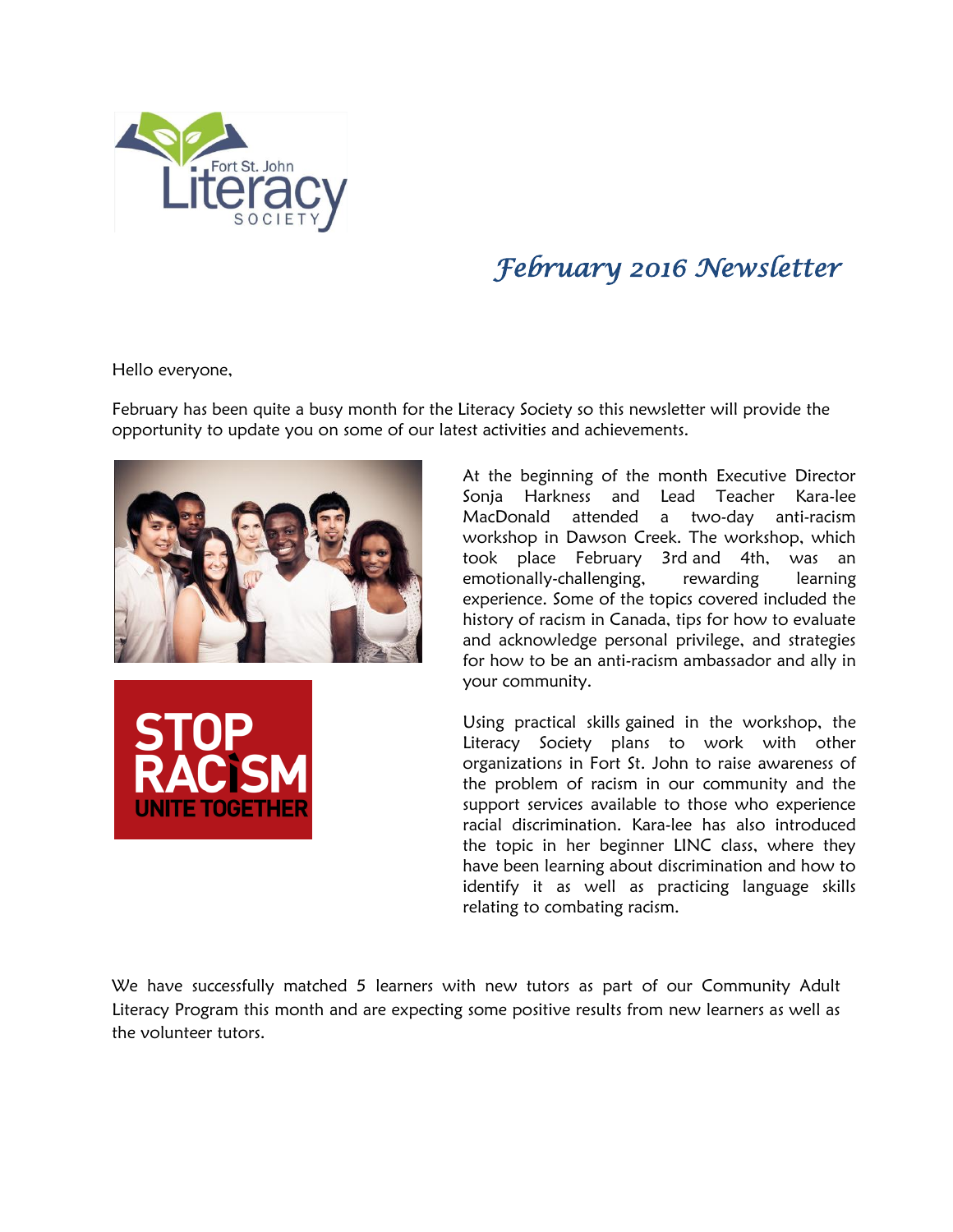# February 2016 Newsletter

Hello everyone,

February has been quite a busy month for the Literacy Society so this newsletter will provide the opportunity to update you on some of our latest activities and achievements.

At the beginning of the month Executive Director Sonja Harkness and Lead Teacher Kara-lee MacDonald attended a two-day anti-racism workshop in Dawson Creek. The workshop, which took place February 3rd and 4th, was an emotionally-challenging, rewarding learning experience. Some of the topics covered included the history of racism in Canada, tips for how to evaluate and acknowledge personal privilege, and strategies for how to be an anti-racism ambassador and ally in your community.

Using practical skills gained in the workshop, the Literacy Society plans to work with other organizations in Fort St. John to raise awareness of the problem of racism in our community and the support services available to those who experience racial discrimination. Kara-lee has also introduced the topic in her beginner LINC class, where they have been learning about discrimination and how to identify it as well as practicing language skills relating to combating racism.

We have successfully matched 5 learners with new tutors as part of our Community Adult Literacy Program this month and are expecting some positive results from new learners as well as the volunteer tutors.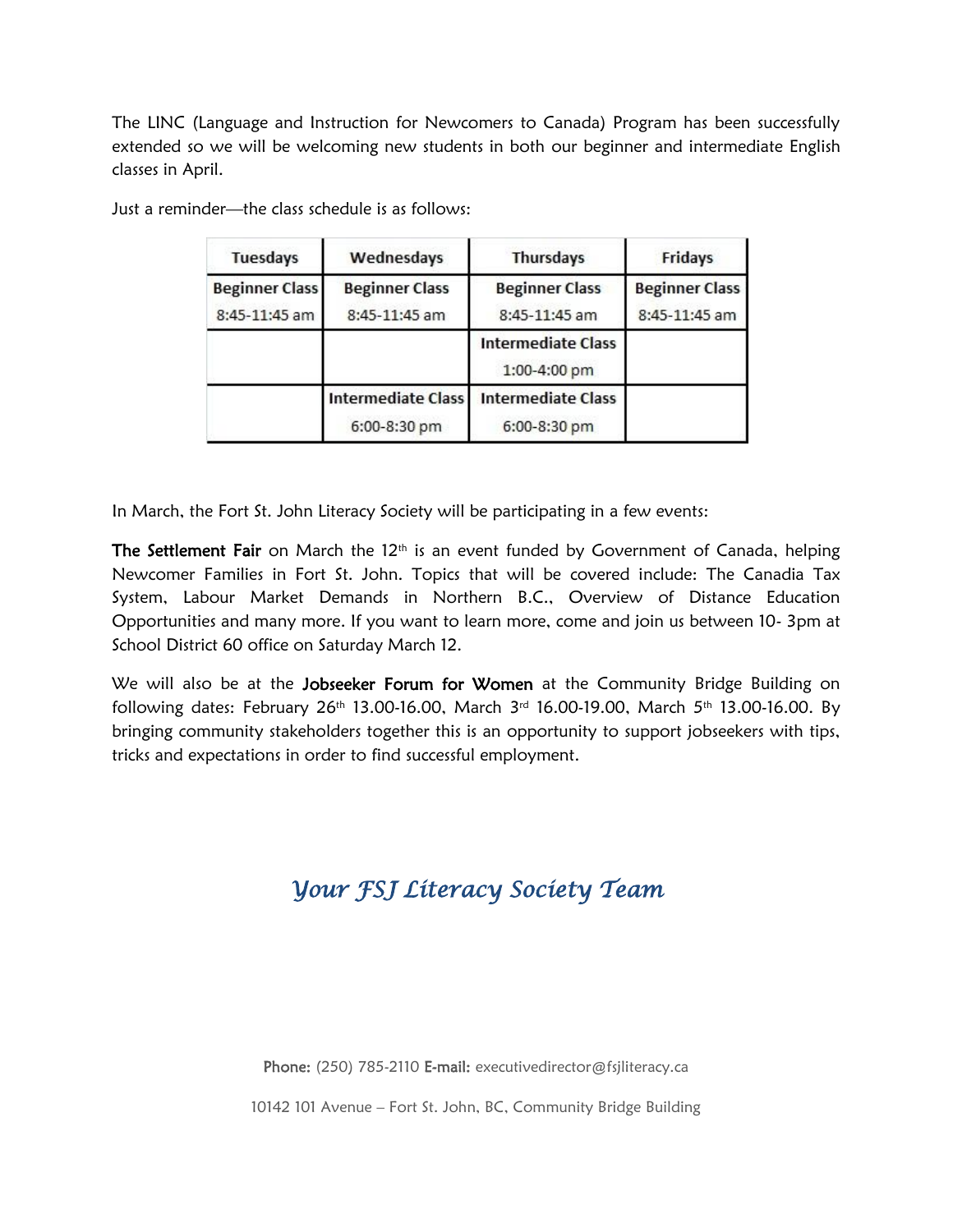The LINC (Language and Instruction for Newcomers to Canada) Program has been successfully extended so we will be welcoming new students in both our beginner and intermediate English classes in April.

Just a reminder—the class schedule is as follows:

| Tuesdays | Wednesdays | Thursdays | Fridays |
|---|---|---|---|
| Beginner Class 8:45-11:45 am | Beginner Class 8:45-11:45 am | Beginner Class 8:45-11:45 am | Beginner Class 8:45-11:45 am |
| | | Intermediate Class 1:00-4:00 pm | |
| | Intermediate Class 6:00-8:30 pm | Intermediate Class 6:00-8:30 pm | |

In March, the Fort St. John Literacy Society will be participating in a few events:

**The Settlement Fair** on March the 12th is an event funded by Government of Canada, helping Newcomer Families in Fort St. John. Topics that will be covered include: The Canadia Tax System, Labour Market Demands in Northern B.C., Overview of Distance Education Opportunities and many more. If you want to learn more, come and join us between 10- 3pm at School District 60 office on Saturday March 12.

We will also be at the **Jobseeker Forum for Women** at the Community Bridge Building on following dates: February 26th 13.00-16.00, March 3rd 16.00-19.00, March 5th 13.00-16.00. By bringing community stakeholders together this is an opportunity to support jobseekers with tips, tricks and expectations in order to find successful employment.

*Your FSJ Literacy Society Team*

**Phone:** (250) 785-2110 **E-mail:** executivedirector@fsjliteracy.ca

10142 101 Avenue – Fort St. John, BC, Community Bridge Building